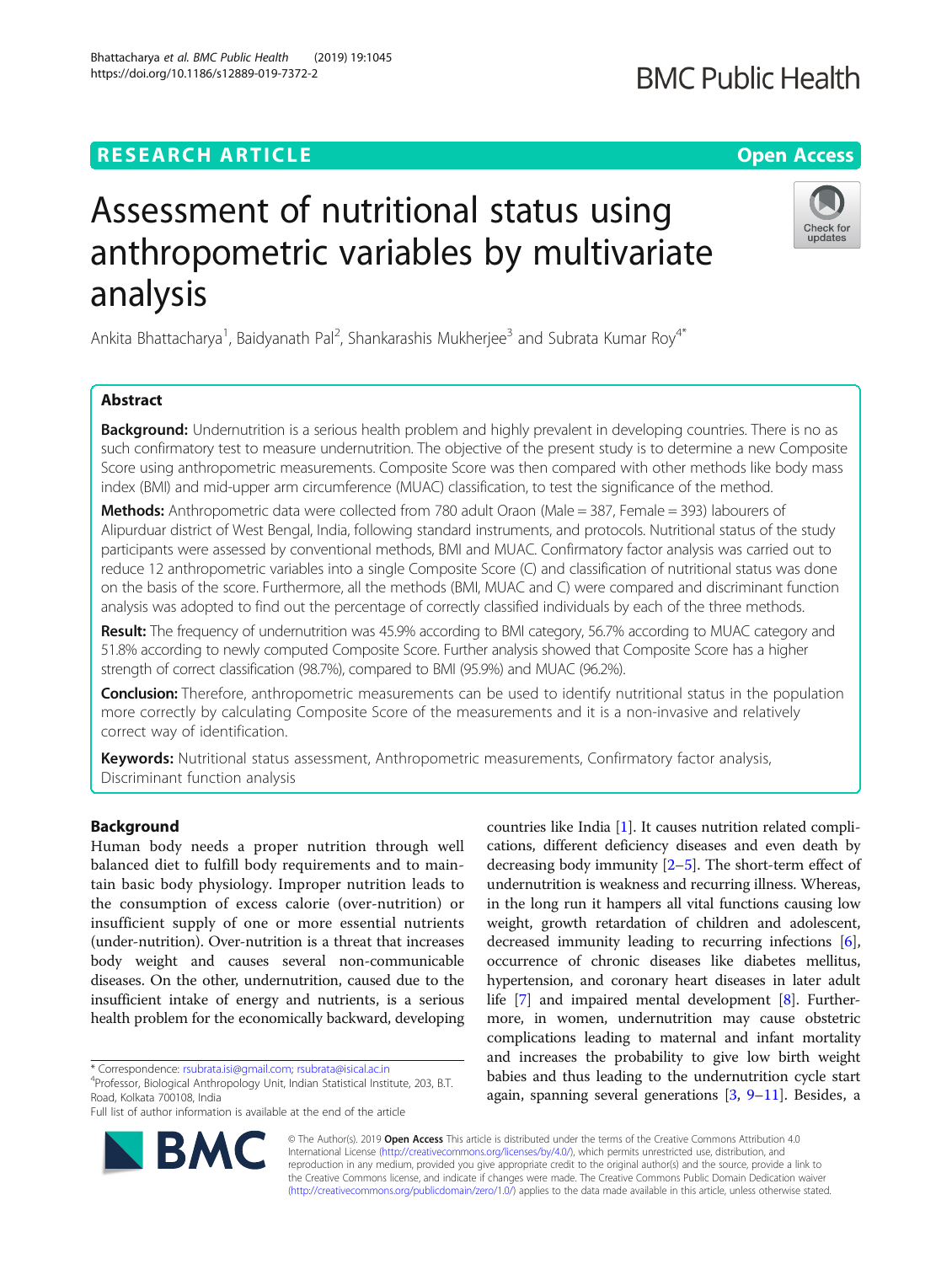# Assessment of nutritional status using anthropometric variables by multivariate analysis

Ankita Bhattacharya[1], Baidyanath Pal[2], Shankarashis Mukherjee[3] and Subrata Kumar Roy[4*]

## Abstract

**Background:** Undernutrition is a serious health problem and highly prevalent in developing countries. There is no as such confirmatory test to measure undernutrition. The objective of the present study is to determine a new Composite Score using anthropometric measurements. Composite Score was then compared with other methods like body mass index (BMI) and mid-upper arm circumference (MUAC) classification, to test the significance of the method.

**Methods:** Anthropometric data were collected from 780 adult Oraon (Male = 387, Female = 393) labourers of Alipurduar district of West Bengal, India, following standard instruments, and protocols. Nutritional status of the study participants were assessed by conventional methods, BMI and MUAC. Confirmatory factor analysis was carried out to reduce 12 anthropometric variables into a single Composite Score (C) and classification of nutritional status was done on the basis of the score. Furthermore, all the methods (BMI, MUAC and C) were compared and discriminant function analysis was adopted to find out the percentage of correctly classified individuals by each of the three methods.

**Result:** The frequency of undernutrition was 45.9% according to BMI category, 56.7% according to MUAC category and 51.8% according to newly computed Composite Score. Further analysis showed that Composite Score has a higher strength of correct classification (98.7%), compared to BMI (95.9%) and MUAC (96.2%).

**Conclusion:** Therefore, anthropometric measurements can be used to identify nutritional status in the population more correctly by calculating Composite Score of the measurements and it is a non-invasive and relatively correct way of identification.

**Keywords:** Nutritional status assessment, Anthropometric measurements, Confirmatory factor analysis, Discriminant function analysis

## Background

Human body needs a proper nutrition through well balanced diet to fulfill body requirements and to maintain basic body physiology. Improper nutrition leads to the consumption of excess calorie (over-nutrition) or insufficient supply of one or more essential nutrients (under-nutrition). Over-nutrition is a threat that increases body weight and causes several non-communicable diseases. On the other, undernutrition, caused due to the insufficient intake of energy and nutrients, is a serious health problem for the economically backward, developing countries like India [1]. It causes nutrition related complications, different deficiency diseases and even death by decreasing body immunity [2–5]. The short-term effect of undernutrition is weakness and recurring illness. Whereas, in the long run it hampers all vital functions causing low weight, growth retardation of children and adolescent, decreased immunity leading to recurring infections [6], occurrence of chronic diseases like diabetes mellitus, hypertension, and coronary heart diseases in later adult life [7] and impaired mental development [8]. Furthermore, in women, undernutrition may cause obstetric complications leading to maternal and infant mortality and increases the probability to give low birth weight babies and thus leading to the undernutrition cycle start again, spanning several generations [3, 9–11]. Besides, a

\* Correspondence: rsubrata.isi@gmail.com; rsubrata@isical.ac.in
[4]Professor, Biological Anthropology Unit, Indian Statistical Institute, 203, B.T. Road, Kolkata 700108, India
Full list of author information is available at the end of the article

© The Author(s). 2019 **Open Access** This article is distributed under the terms of the Creative Commons Attribution 4.0 International License (http://creativecommons.org/licenses/by/4.0/), which permits unrestricted use, distribution, and reproduction in any medium, provided you give appropriate credit to the original author(s) and the source, provide a link to the Creative Commons license, and indicate if changes were made. The Creative Commons Public Domain Dedication waiver (http://creativecommons.org/publicdomain/zero/1.0/) applies to the data made available in this article, unless otherwise stated.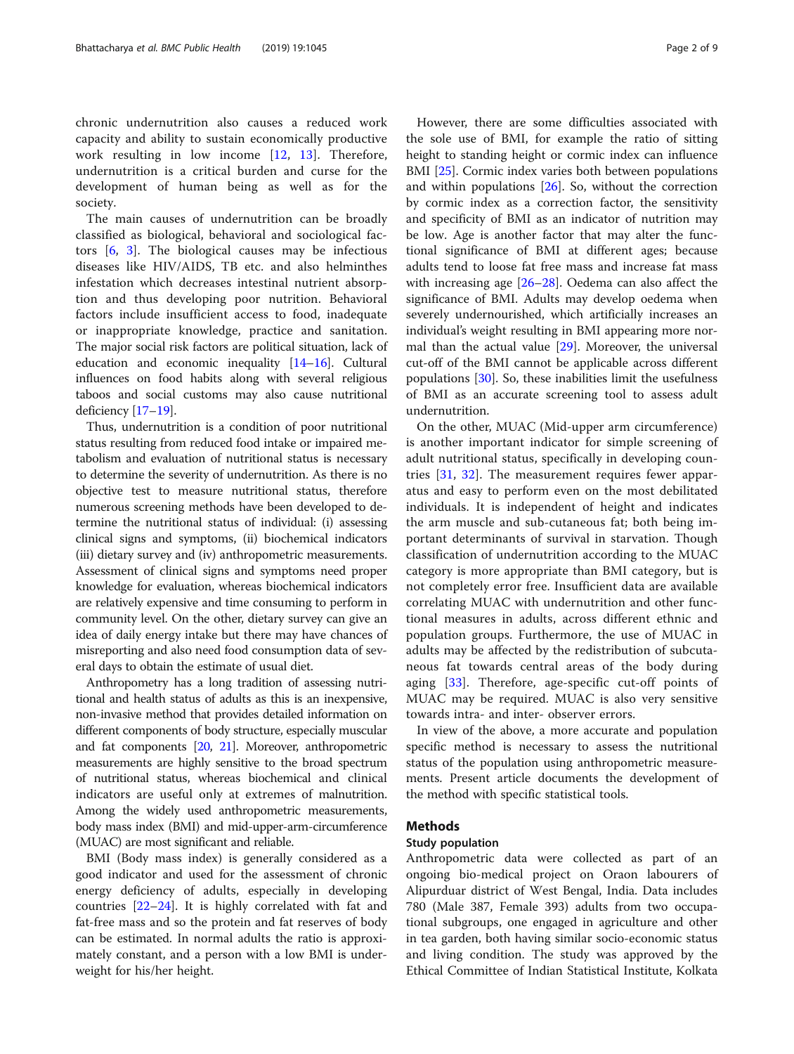chronic undernutrition also causes a reduced work capacity and ability to sustain economically productive work resulting in low income [12, 13]. Therefore, undernutrition is a critical burden and curse for the development of human being as well as for the society.

The main causes of undernutrition can be broadly classified as biological, behavioral and sociological factors [6, 3]. The biological causes may be infectious diseases like HIV/AIDS, TB etc. and also helminthes infestation which decreases intestinal nutrient absorption and thus developing poor nutrition. Behavioral factors include insufficient access to food, inadequate or inappropriate knowledge, practice and sanitation. The major social risk factors are political situation, lack of education and economic inequality [14–16]. Cultural influences on food habits along with several religious taboos and social customs may also cause nutritional deficiency [17–19].

Thus, undernutrition is a condition of poor nutritional status resulting from reduced food intake or impaired metabolism and evaluation of nutritional status is necessary to determine the severity of undernutrition. As there is no objective test to measure nutritional status, therefore numerous screening methods have been developed to determine the nutritional status of individual: (i) assessing clinical signs and symptoms, (ii) biochemical indicators (iii) dietary survey and (iv) anthropometric measurements. Assessment of clinical signs and symptoms need proper knowledge for evaluation, whereas biochemical indicators are relatively expensive and time consuming to perform in community level. On the other, dietary survey can give an idea of daily energy intake but there may have chances of misreporting and also need food consumption data of several days to obtain the estimate of usual diet.

Anthropometry has a long tradition of assessing nutritional and health status of adults as this is an inexpensive, non-invasive method that provides detailed information on different components of body structure, especially muscular and fat components [20, 21]. Moreover, anthropometric measurements are highly sensitive to the broad spectrum of nutritional status, whereas biochemical and clinical indicators are useful only at extremes of malnutrition. Among the widely used anthropometric measurements, body mass index (BMI) and mid-upper-arm-circumference (MUAC) are most significant and reliable.

BMI (Body mass index) is generally considered as a good indicator and used for the assessment of chronic energy deficiency of adults, especially in developing countries [22–24]. It is highly correlated with fat and fat-free mass and so the protein and fat reserves of body can be estimated. In normal adults the ratio is approximately constant, and a person with a low BMI is underweight for his/her height.

However, there are some difficulties associated with the sole use of BMI, for example the ratio of sitting height to standing height or cormic index can influence BMI [25]. Cormic index varies both between populations and within populations [26]. So, without the correction by cormic index as a correction factor, the sensitivity and specificity of BMI as an indicator of nutrition may be low. Age is another factor that may alter the functional significance of BMI at different ages; because adults tend to loose fat free mass and increase fat mass with increasing age [26–28]. Oedema can also affect the significance of BMI. Adults may develop oedema when severely undernourished, which artificially increases an individual's weight resulting in BMI appearing more normal than the actual value [29]. Moreover, the universal cut-off of the BMI cannot be applicable across different populations [30]. So, these inabilities limit the usefulness of BMI as an accurate screening tool to assess adult undernutrition.

On the other, MUAC (Mid-upper arm circumference) is another important indicator for simple screening of adult nutritional status, specifically in developing countries [31, 32]. The measurement requires fewer apparatus and easy to perform even on the most debilitated individuals. It is independent of height and indicates the arm muscle and sub-cutaneous fat; both being important determinants of survival in starvation. Though classification of undernutrition according to the MUAC category is more appropriate than BMI category, but is not completely error free. Insufficient data are available correlating MUAC with undernutrition and other functional measures in adults, across different ethnic and population groups. Furthermore, the use of MUAC in adults may be affected by the redistribution of subcutaneous fat towards central areas of the body during aging [33]. Therefore, age-specific cut-off points of MUAC may be required. MUAC is also very sensitive towards intra- and inter- observer errors.

In view of the above, a more accurate and population specific method is necessary to assess the nutritional status of the population using anthropometric measurements. Present article documents the development of the method with specific statistical tools.

## Methods

### Study population

Anthropometric data were collected as part of an ongoing bio-medical project on Oraon labourers of Alipurduar district of West Bengal, India. Data includes 780 (Male 387, Female 393) adults from two occupational subgroups, one engaged in agriculture and other in tea garden, both having similar socio-economic status and living condition. The study was approved by the Ethical Committee of Indian Statistical Institute, Kolkata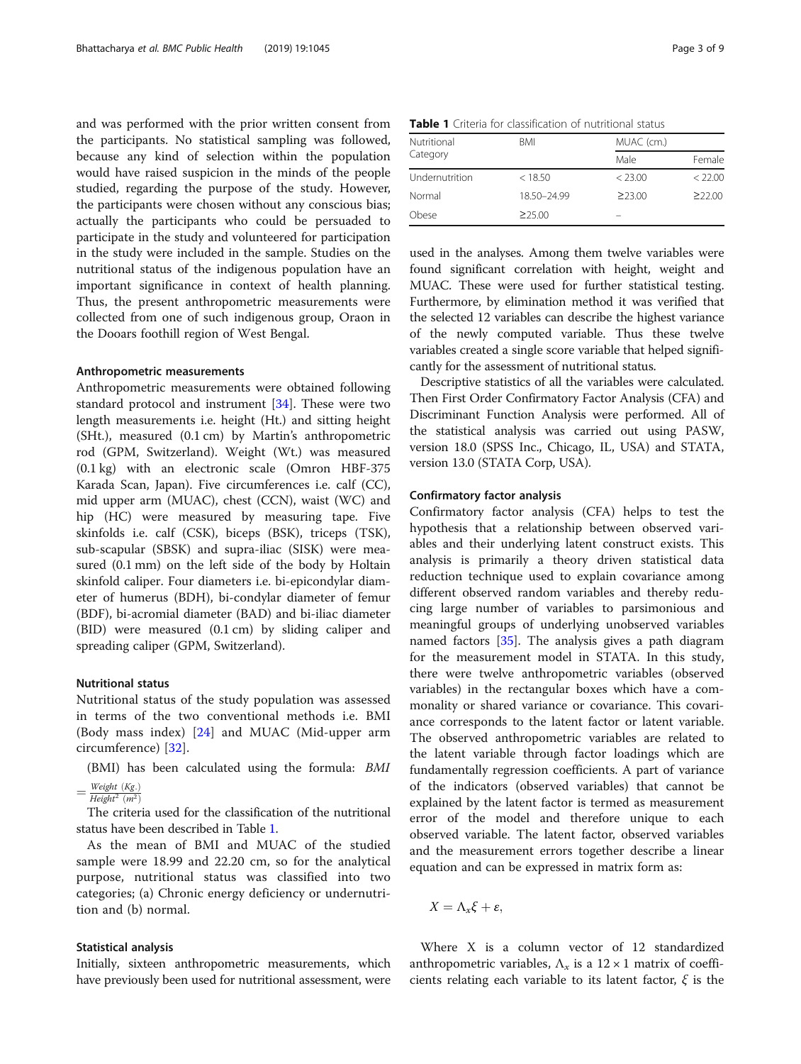and was performed with the prior written consent from the participants. No statistical sampling was followed, because any kind of selection within the population would have raised suspicion in the minds of the people studied, regarding the purpose of the study. However, the participants were chosen without any conscious bias; actually the participants who could be persuaded to participate in the study and volunteered for participation in the study were included in the sample. Studies on the nutritional status of the indigenous population have an important significance in context of health planning. Thus, the present anthropometric measurements were collected from one of such indigenous group, Oraon in the Dooars foothill region of West Bengal.

### Anthropometric measurements

Anthropometric measurements were obtained following standard protocol and instrument [34]. These were two length measurements i.e. height (Ht.) and sitting height (SHt.), measured (0.1 cm) by Martin's anthropometric rod (GPM, Switzerland). Weight (Wt.) was measured (0.1 kg) with an electronic scale (Omron HBF-375 Karada Scan, Japan). Five circumferences i.e. calf (CC), mid upper arm (MUAC), chest (CCN), waist (WC) and hip (HC) were measured by measuring tape. Five skinfolds i.e. calf (CSK), biceps (BSK), triceps (TSK), sub-scapular (SBSK) and supra-iliac (SISK) were measured (0.1 mm) on the left side of the body by Holtain skinfold caliper. Four diameters i.e. bi-epicondylar diameter of humerus (BDH), bi-condylar diameter of femur (BDF), bi-acromial diameter (BAD) and bi-iliac diameter (BID) were measured (0.1 cm) by sliding caliper and spreading caliper (GPM, Switzerland).

### Nutritional status

Nutritional status of the study population was assessed in terms of the two conventional methods i.e. BMI (Body mass index) [24] and MUAC (Mid-upper arm circumference) [32].

(BMI) has been calculated using the formula: $BMI = \frac{Weight\ (Kg.)}{Height^2\ (m^2)}$

The criteria used for the classification of the nutritional status have been described in Table 1.

**Table 1** Criteria for classification of nutritional status

| Nutritional Category | BMI | MUAC (cm.) | |
|---|---|---|---|
| | | Male | Female |
| Undernutrition | < 18.50 | < 23.00 | < 22.00 |
| Normal | 18.50–24.99 | ≥23.00 | ≥22.00 |
| Obese | ≥25.00 | – | |

As the mean of BMI and MUAC of the studied sample were 18.99 and 22.20 cm, so for the analytical purpose, nutritional status was classified into two categories; (a) Chronic energy deficiency or undernutrition and (b) normal.

### Statistical analysis

Initially, sixteen anthropometric measurements, which have previously been used for nutritional assessment, were used in the analyses. Among them twelve variables were found significant correlation with height, weight and MUAC. These were used for further statistical testing. Furthermore, by elimination method it was verified that the selected 12 variables can describe the highest variance of the newly computed variable. Thus these twelve variables created a single score variable that helped significantly for the assessment of nutritional status.

Descriptive statistics of all the variables were calculated. Then First Order Confirmatory Factor Analysis (CFA) and Discriminant Function Analysis were performed. All of the statistical analysis was carried out using PASW, version 18.0 (SPSS Inc., Chicago, IL, USA) and STATA, version 13.0 (STATA Corp, USA).

### Confirmatory factor analysis

Confirmatory factor analysis (CFA) helps to test the hypothesis that a relationship between observed variables and their underlying latent construct exists. This analysis is primarily a theory driven statistical data reduction technique used to explain covariance among different observed random variables and thereby reducing large number of variables to parsimonious and meaningful groups of underlying unobserved variables named factors [35]. The analysis gives a path diagram for the measurement model in STATA. In this study, there were twelve anthropometric variables (observed variables) in the rectangular boxes which have a commonality or shared variance or covariance. This covariance corresponds to the latent factor or latent variable. The observed anthropometric variables are related to the latent variable through factor loadings which are fundamentally regression coefficients. A part of variance of the indicators (observed variables) that cannot be explained by the latent factor is termed as measurement error of the model and therefore unique to each observed variable. The latent factor, observed variables and the measurement errors together describe a linear equation and can be expressed in matrix form as:

$$X = \Lambda_x \xi + \varepsilon,$$

Where X is a column vector of 12 standardized anthropometric variables, $\Lambda_x$ is a $12 \times 1$ matrix of coefficients relating each variable to its latent factor, $\xi$ is the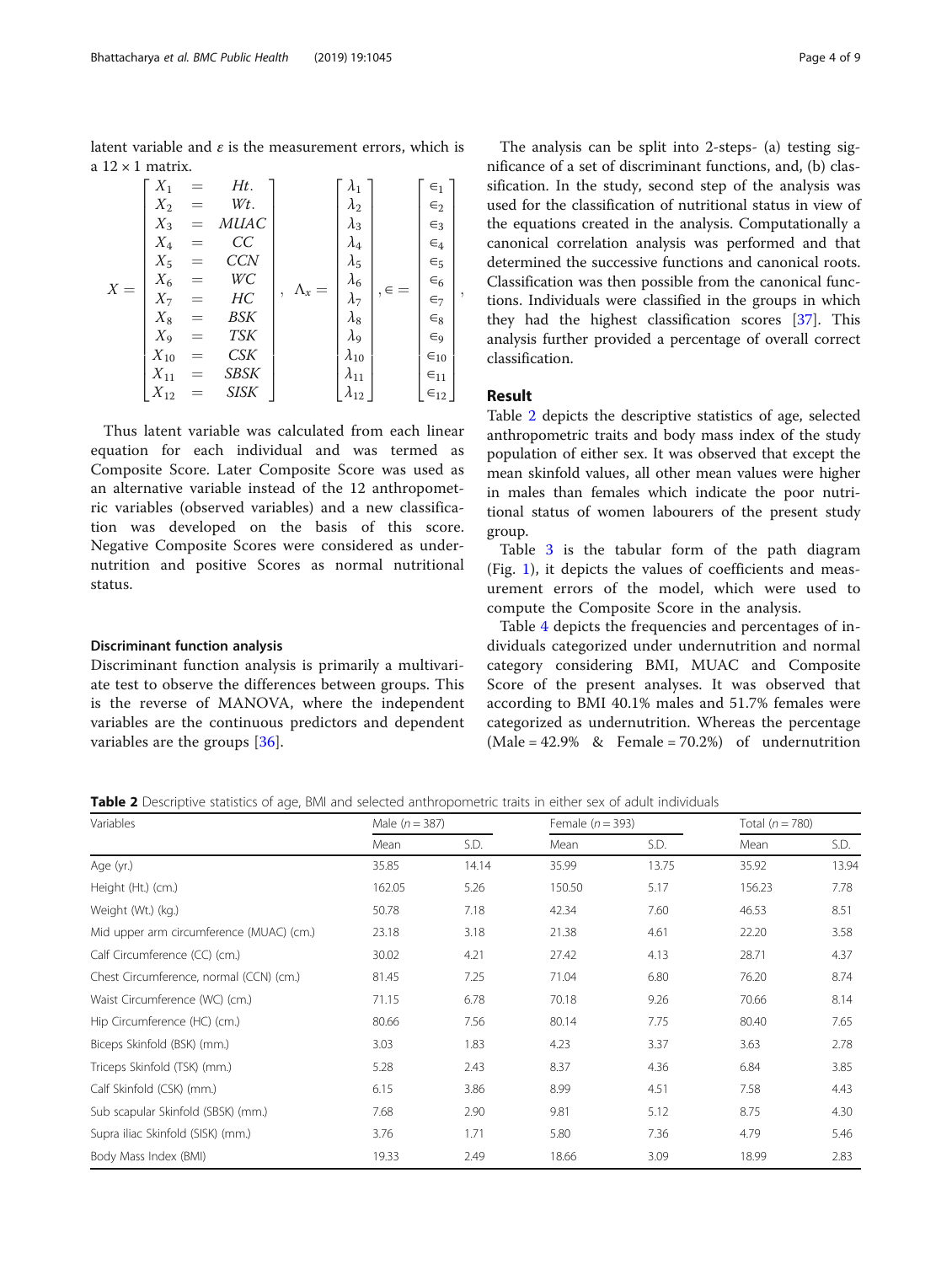latent variable and $\varepsilon$ is the measurement errors, which is a $12 \times 1$ matrix.

$$
X = \begin{bmatrix} X_1 & = & Ht. \\ X_2 & = & Wt. \\ X_3 & = & MUAC \\ X_4 & = & CC \\ X_5 & = & CCN \\ X_6 & = & WC \\ X_7 & = & HC \\ X_8 & = & BSK \\ X_9 & = & TSK \\ X_{10} & = & CSK \\ X_{11} & = & SBSK \\ X_{12} & = & SISK \end{bmatrix}, \quad \Lambda_x = \begin{bmatrix} \lambda_1 \\ \lambda_2 \\ \lambda_3 \\ \lambda_4 \\ \lambda_5 \\ \lambda_6 \\ \lambda_7 \\ \lambda_8 \\ \lambda_9 \\ \lambda_{10} \\ \lambda_{11} \\ \lambda_{12} \end{bmatrix}, \in = \begin{bmatrix} \in_1 \\ \in_2 \\ \in_3 \\ \in_4 \\ \in_5 \\ \in_6 \\ \in_7 \\ \in_8 \\ \in_9 \\ \in_{10} \\ \in_{11} \\ \in_{12} \end{bmatrix},
$$

Thus latent variable was calculated from each linear equation for each individual and was termed as Composite Score. Later Composite Score was used as an alternative variable instead of the 12 anthropometric variables (observed variables) and a new classification was developed on the basis of this score. Negative Composite Scores were considered as undernutrition and positive Scores as normal nutritional status.

### Discriminant function analysis

Discriminant function analysis is primarily a multivariate test to observe the differences between groups. This is the reverse of MANOVA, where the independent variables are the continuous predictors and dependent variables are the groups [36].

The analysis can be split into 2-steps- (a) testing significance of a set of discriminant functions, and, (b) classification. In the study, second step of the analysis was used for the classification of nutritional status in view of the equations created in the analysis. Computationally a canonical correlation analysis was performed and that determined the successive functions and canonical roots. Classification was then possible from the canonical functions. Individuals were classified in the groups in which they had the highest classification scores [37]. This analysis further provided a percentage of overall correct classification.

## Result

Table 2 depicts the descriptive statistics of age, selected anthropometric traits and body mass index of the study population of either sex. It was observed that except the mean skinfold values, all other mean values were higher in males than females which indicate the poor nutritional status of women labourers of the present study group.

Table 3 is the tabular form of the path diagram (Fig. 1), it depicts the values of coefficients and measurement errors of the model, which were used to compute the Composite Score in the analysis.

Table 4 depicts the frequencies and percentages of individuals categorized under undernutrition and normal category considering BMI, MUAC and Composite Score of the present analyses. It was observed that according to BMI 40.1% males and 51.7% females were categorized as undernutrition. Whereas the percentage (Male = 42.9% & Female = 70.2%) of undernutrition

**Table 2** Descriptive statistics of age, BMI and selected anthropometric traits in either sex of adult individuals

| Variables | Male ($n = 387$) | | Female ($n = 393$) | | Total ($n = 780$) | |
|---|---|---|---|---|---|---|
| | Mean | S.D. | Mean | S.D. | Mean | S.D. |
| Age (yr.) | 35.85 | 14.14 | 35.99 | 13.75 | 35.92 | 13.94 |
| Height (Ht.) (cm.) | 162.05 | 5.26 | 150.50 | 5.17 | 156.23 | 7.78 |
| Weight (Wt.) (kg.) | 50.78 | 7.18 | 42.34 | 7.60 | 46.53 | 8.51 |
| Mid upper arm circumference (MUAC) (cm.) | 23.18 | 3.18 | 21.38 | 4.61 | 22.20 | 3.58 |
| Calf Circumference (CC) (cm.) | 30.02 | 4.21 | 27.42 | 4.13 | 28.71 | 4.37 |
| Chest Circumference, normal (CCN) (cm.) | 81.45 | 7.25 | 71.04 | 6.80 | 76.20 | 8.74 |
| Waist Circumference (WC) (cm.) | 71.15 | 6.78 | 70.18 | 9.26 | 70.66 | 8.14 |
| Hip Circumference (HC) (cm.) | 80.66 | 7.56 | 80.14 | 7.75 | 80.40 | 7.65 |
| Biceps Skinfold (BSK) (mm.) | 3.03 | 1.83 | 4.23 | 3.37 | 3.63 | 2.78 |
| Triceps Skinfold (TSK) (mm.) | 5.28 | 2.43 | 8.37 | 4.36 | 6.84 | 3.85 |
| Calf Skinfold (CSK) (mm.) | 6.15 | 3.86 | 8.99 | 4.51 | 7.58 | 4.43 |
| Sub scapular Skinfold (SBSK) (mm.) | 7.68 | 2.90 | 9.81 | 5.12 | 8.75 | 4.30 |
| Supra iliac Skinfold (SISK) (mm.) | 3.76 | 1.71 | 5.80 | 7.36 | 4.79 | 5.46 |
| Body Mass Index (BMI) | 19.33 | 2.49 | 18.66 | 3.09 | 18.99 | 2.83 |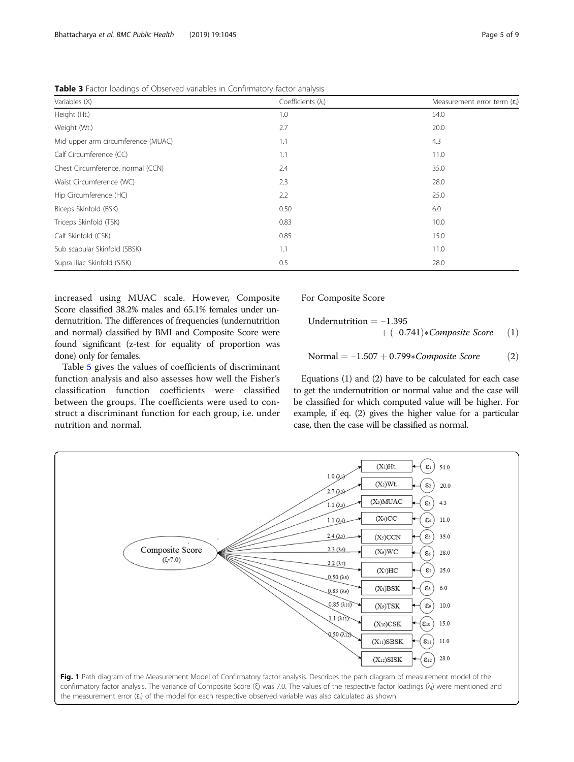**Table 3** Factor loadings of Observed variables in Confirmatory factor analysis

| Variables (X) | Coefficients ($\lambda_i$) | Measurement error term ($\varepsilon_i$) |
|---|---|---|
| Height (Ht.) | 1.0 | 54.0 |
| Weight (Wt.) | 2.7 | 20.0 |
| Mid upper arm circumference (MUAC) | 1.1 | 4.3 |
| Calf Circumference (CC) | 1.1 | 11.0 |
| Chest Circumference, normal (CCN) | 2.4 | 35.0 |
| Waist Circumference (WC) | 2.3 | 28.0 |
| Hip Circumference (HC) | 2.2 | 25.0 |
| Biceps Skinfold (BSK) | 0.50 | 6.0 |
| Triceps Skinfold (TSK) | 0.83 | 10.0 |
| Calf Skinfold (CSK) | 0.85 | 15.0 |
| Sub scapular Skinfold (SBSK) | 1.1 | 11.0 |
| Supra iliac Skinfold (SISK) | 0.5 | 28.0 |

increased using MUAC scale. However, Composite Score classified 38.2% males and 65.1% females under undernutrition. The differences of frequencies (undernutrition and normal) classified by BMI and Composite Score were found significant (z-test for equality of proportion was done) only for females.

Table 5 gives the values of coefficients of discriminant function analysis and also assesses how well the Fisher's classification function coefficients were classified between the groups. The coefficients were used to construct a discriminant function for each group, i.e. under nutrition and normal.

For Composite Score

$$\text{Undernutrition} = -1.395 + (-0.741)*\textit{Composite Score} \quad (1)$$

$$\text{Normal} = -1.507 + 0.799*\textit{Composite Score} \quad (2)$$

Equations (1) and (2) have to be calculated for each case to get the undernutrition or normal value and the case will be classified for which computed value will be higher. For example, if eq. (2) gives the higher value for a particular case, then the case will be classified as normal.

**Fig. 1** Path diagram of the Measurement Model of Confirmatory factor analysis. Describes the path diagram of measurement model of the confirmatory factor analysis. The variance of Composite Score ($\xi$) was 7.0. The values of the respective factor loadings ($\lambda_i$) were mentioned and the measurement error ($\varepsilon_i$) of the model for each respective observed variable was also calculated as shown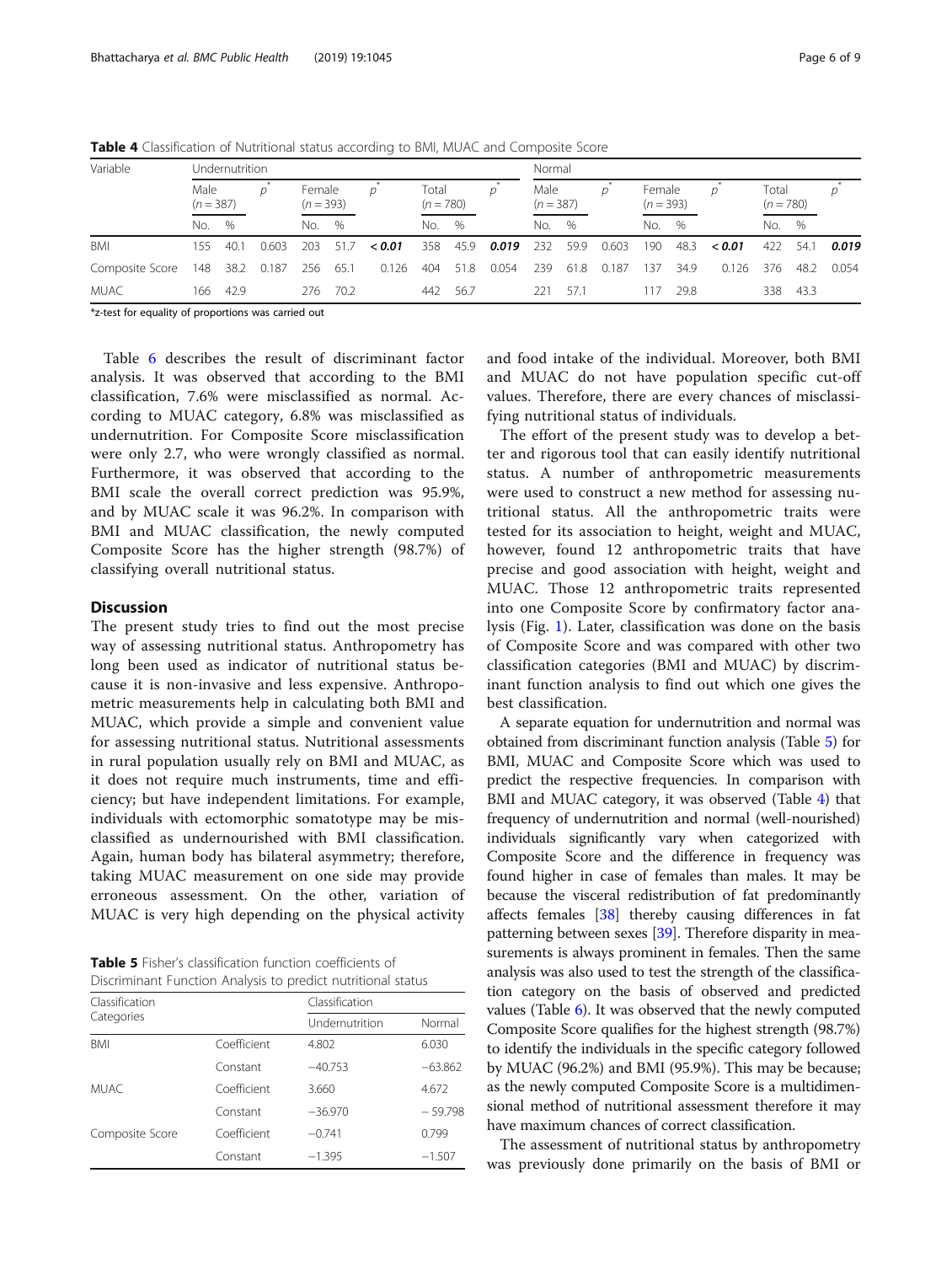**Table 4** Classification of Nutritional status according to BMI, MUAC and Composite Score

| Variable | Undernutrition | | | | | | | | | Normal | | | | | | | | |
|---|---|---|---|---|---|---|---|---|---|---|---|---|---|---|---|---|---|---|
| | Male (*n* = 387) | | *p*\* | Female (*n* = 393) | | *p*\* | Total (*n* = 780) | | *p*\* | Male (*n* = 387) | | *p*\* | Female (*n* = 393) | | *p*\* | Total (*n* = 780) | | *p*\* |
| | No. | % | | No. | % | | No. | % | | No. | % | | No. | % | | No. | % | |
| BMI | 155 | 40.1 | 0.603 | 203 | 51.7 | ***< 0.01*** | 358 | 45.9 | ***0.019*** | 232 | 59.9 | 0.603 | 190 | 48.3 | ***< 0.01*** | 422 | 54.1 | ***0.019*** |
| Composite Score | 148 | 38.2 | 0.187 | 256 | 65.1 | 0.126 | 404 | 51.8 | 0.054 | 239 | 61.8 | 0.187 | 137 | 34.9 | 0.126 | 376 | 48.2 | 0.054 |
| MUAC | 166 | 42.9 | | 276 | 70.2 | | 442 | 56.7 | | 221 | 57.1 | | 117 | 29.8 | | 338 | 43.3 | |

\*z-test for equality of proportions was carried out

Table 6 describes the result of discriminant factor analysis. It was observed that according to the BMI classification, 7.6% were misclassified as normal. According to MUAC category, 6.8% was misclassified as undernutrition. For Composite Score misclassification were only 2.7, who were wrongly classified as normal. Furthermore, it was observed that according to the BMI scale the overall correct prediction was 95.9%, and by MUAC scale it was 96.2%. In comparison with BMI and MUAC classification, the newly computed Composite Score has the higher strength (98.7%) of classifying overall nutritional status.

## Discussion

The present study tries to find out the most precise way of assessing nutritional status. Anthropometry has long been used as indicator of nutritional status because it is non-invasive and less expensive. Anthropometric measurements help in calculating both BMI and MUAC, which provide a simple and convenient value for assessing nutritional status. Nutritional assessments in rural population usually rely on BMI and MUAC, as it does not require much instruments, time and efficiency; but have independent limitations. For example, individuals with ectomorphic somatotype may be misclassified as undernourished with BMI classification. Again, human body has bilateral asymmetry; therefore, taking MUAC measurement on one side may provide erroneous assessment. On the other, variation of MUAC is very high depending on the physical activity and food intake of the individual. Moreover, both BMI and MUAC do not have population specific cut-off values. Therefore, there are every chances of misclassifying nutritional status of individuals.

The effort of the present study was to develop a better and rigorous tool that can easily identify nutritional status. A number of anthropometric measurements were used to construct a new method for assessing nutritional status. All the anthropometric traits were tested for its association to height, weight and MUAC, however, found 12 anthropometric traits that have precise and good association with height, weight and MUAC. Those 12 anthropometric traits represented into one Composite Score by confirmatory factor analysis (Fig. 1). Later, classification was done on the basis of Composite Score and was compared with other two classification categories (BMI and MUAC) by discriminant function analysis to find out which one gives the best classification.

A separate equation for undernutrition and normal was obtained from discriminant function analysis (Table 5) for BMI, MUAC and Composite Score which was used to predict the respective frequencies. In comparison with BMI and MUAC category, it was observed (Table 4) that frequency of undernutrition and normal (well-nourished) individuals significantly vary when categorized with Composite Score and the difference in frequency was found higher in case of females than males. It may be because the visceral redistribution of fat predominantly affects females [38] thereby causing differences in fat patterning between sexes [39]. Therefore disparity in measurements is always prominent in females. Then the same analysis was also used to test the strength of the classification category on the basis of observed and predicted values (Table 6). It was observed that the newly computed Composite Score qualifies for the highest strength (98.7%) to identify the individuals in the specific category followed by MUAC (96.2%) and BMI (95.9%). This may be because; as the newly computed Composite Score is a multidimensional method of nutritional assessment therefore it may have maximum chances of correct classification.

The assessment of nutritional status by anthropometry was previously done primarily on the basis of BMI or

**Table 5** Fisher's classification function coefficients of Discriminant Function Analysis to predict nutritional status

| Classification Categories | | Classification | |
|---|---|---|---|
| | | Undernutrition | Normal |
| BMI | Coefficient | 4.802 | 6.030 |
| | Constant | −40.753 | −63.862 |
| MUAC | Coefficient | 3.660 | 4.672 |
| | Constant | −36.970 | −59.798 |
| Composite Score | Coefficient | −0.741 | 0.799 |
| | Constant | −1.395 | −1.507 |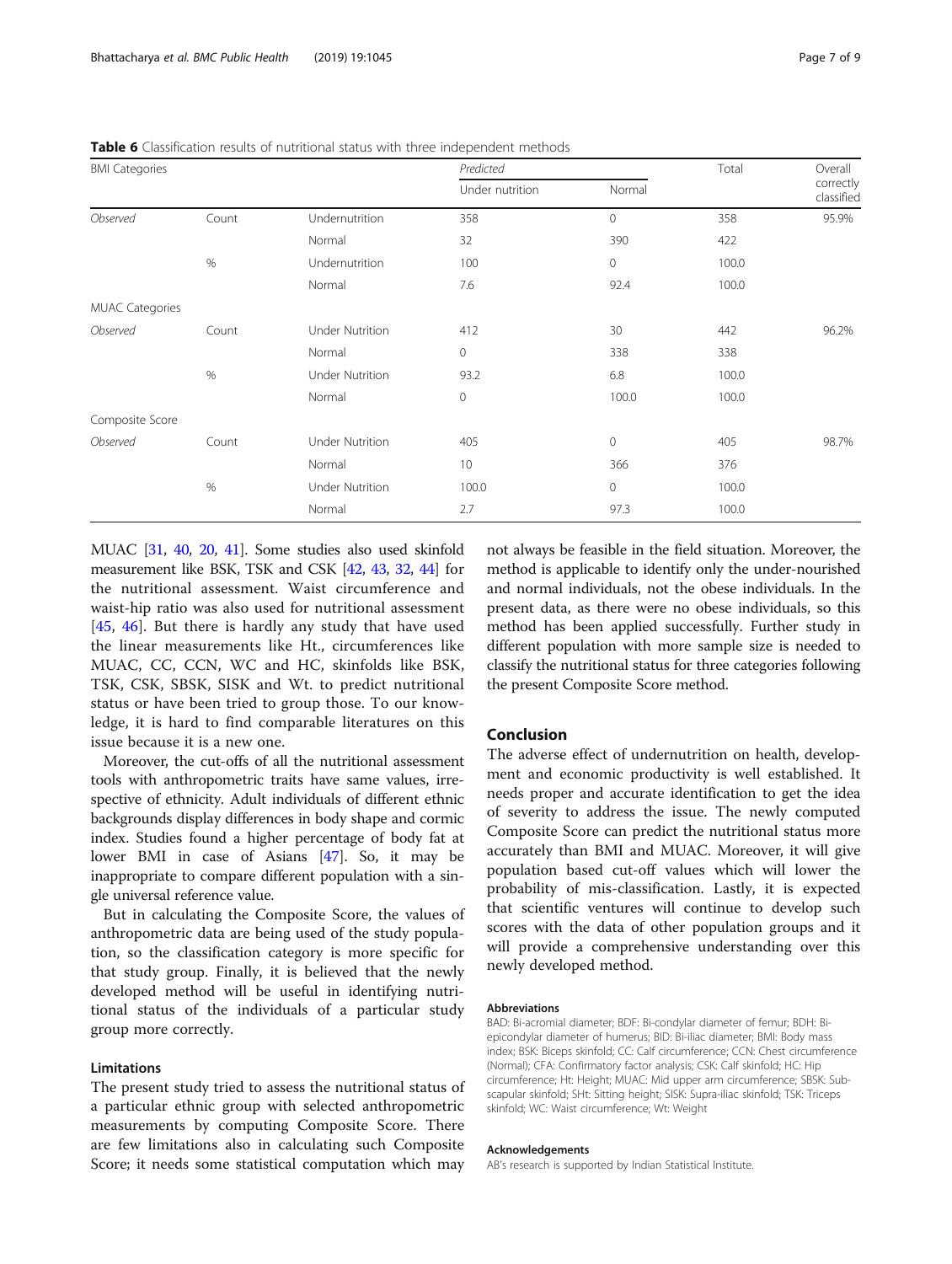**Table 6** Classification results of nutritional status with three independent methods

| BMI Categories | | | Predicted | | Total | Overall correctly classified |
|---|---|---|---|---|---|---|
| | | | Under nutrition | Normal | | |
| *Observed* | Count | Undernutrition | 358 | 0 | 358 | 95.9% |
| | | Normal | 32 | 390 | 422 | |
| | % | Undernutrition | 100 | 0 | 100.0 | |
| | | Normal | 7.6 | 92.4 | 100.0 | |
| MUAC Categories | | | | | | |
| *Observed* | Count | Under Nutrition | 412 | 30 | 442 | 96.2% |
| | | Normal | 0 | 338 | 338 | |
| | % | Under Nutrition | 93.2 | 6.8 | 100.0 | |
| | | Normal | 0 | 100.0 | 100.0 | |
| Composite Score | | | | | | |
| *Observed* | Count | Under Nutrition | 405 | 0 | 405 | 98.7% |
| | | Normal | 10 | 366 | 376 | |
| | % | Under Nutrition | 100.0 | 0 | 100.0 | |
| | | Normal | 2.7 | 97.3 | 100.0 | |

MUAC [31, 40, 20, 41]. Some studies also used skinfold measurement like BSK, TSK and CSK [42, 43, 32, 44] for the nutritional assessment. Waist circumference and waist-hip ratio was also used for nutritional assessment [45, 46]. But there is hardly any study that have used the linear measurements like Ht., circumferences like MUAC, CC, CCN, WC and HC, skinfolds like BSK, TSK, CSK, SBSK, SISK and Wt. to predict nutritional status or have been tried to group those. To our knowledge, it is hard to find comparable literatures on this issue because it is a new one.

Moreover, the cut-offs of all the nutritional assessment tools with anthropometric traits have same values, irrespective of ethnicity. Adult individuals of different ethnic backgrounds display differences in body shape and cormic index. Studies found a higher percentage of body fat at lower BMI in case of Asians [47]. So, it may be inappropriate to compare different population with a single universal reference value.

But in calculating the Composite Score, the values of anthropometric data are being used of the study population, so the classification category is more specific for that study group. Finally, it is believed that the newly developed method will be useful in identifying nutritional status of the individuals of a particular study group more correctly.

## Limitations

The present study tried to assess the nutritional status of a particular ethnic group with selected anthropometric measurements by computing Composite Score. There are few limitations also in calculating such Composite Score; it needs some statistical computation which may not always be feasible in the field situation. Moreover, the method is applicable to identify only the under-nourished and normal individuals, not the obese individuals. In the present data, as there were no obese individuals, so this method has been applied successfully. Further study in different population with more sample size is needed to classify the nutritional status for three categories following the present Composite Score method.

## Conclusion

The adverse effect of undernutrition on health, development and economic productivity is well established. It needs proper and accurate identification to get the idea of severity to address the issue. The newly computed Composite Score can predict the nutritional status more accurately than BMI and MUAC. Moreover, it will give population based cut-off values which will lower the probability of mis-classification. Lastly, it is expected that scientific ventures will continue to develop such scores with the data of other population groups and it will provide a comprehensive understanding over this newly developed method.

#### Abbreviations

BAD: Bi-acromial diameter; BDF: Bi-condylar diameter of femur; BDH: Bi-epicondylar diameter of humerus; BID: Bi-iliac diameter; BMI: Body mass index; BSK: Biceps skinfold; CC: Calf circumference; CCN: Chest circumference (Normal); CFA: Confirmatory factor analysis; CSK: Calf skinfold; HC: Hip circumference; Ht: Height; MUAC: Mid upper arm circumference; SBSK: Sub-scapular skinfold; SHt: Sitting height; SISK: Supra-iliac skinfold; TSK: Triceps skinfold; WC: Waist circumference; Wt: Weight

#### Acknowledgements

AB's research is supported by Indian Statistical Institute.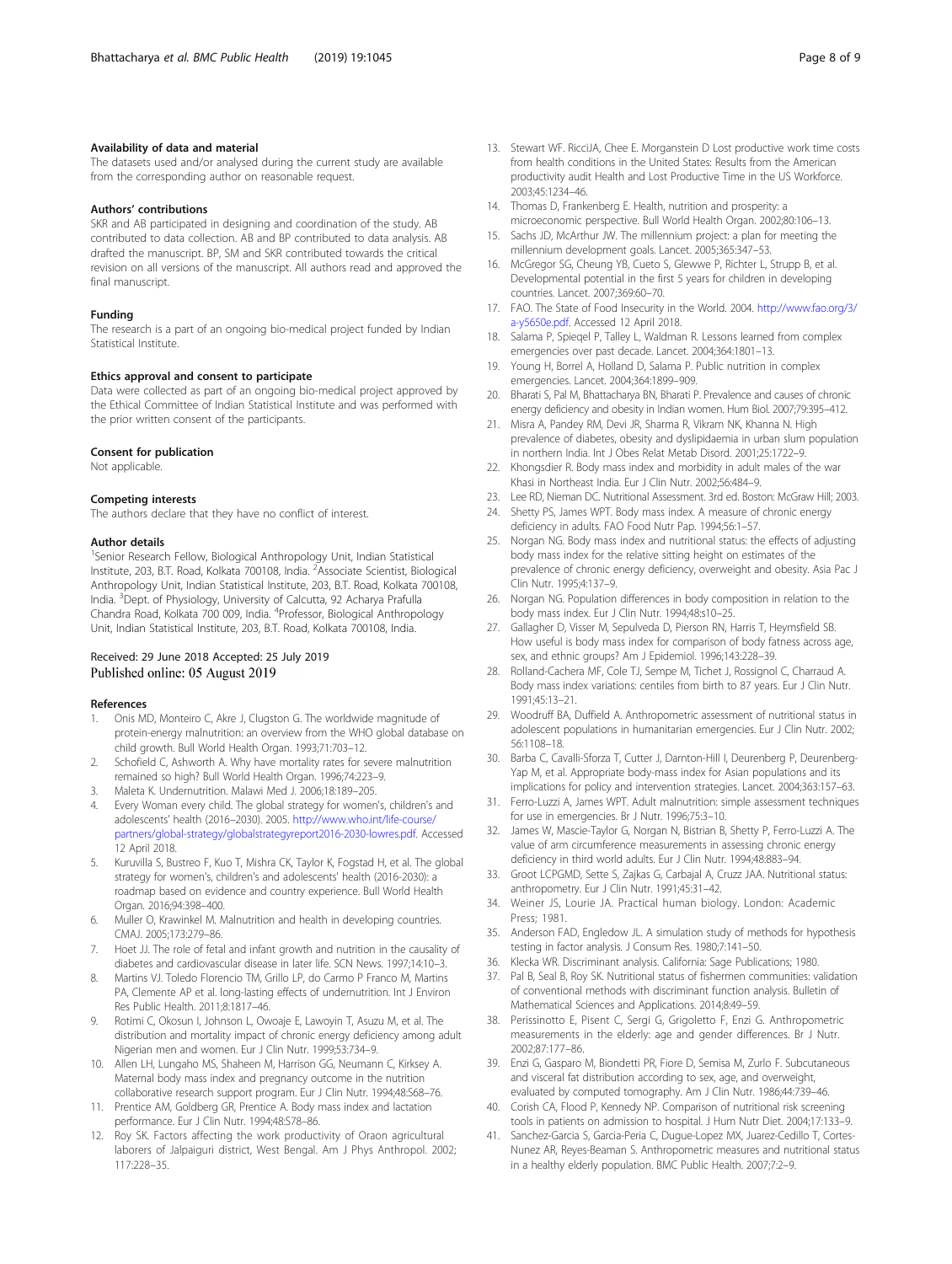### Availability of data and material

The datasets used and/or analysed during the current study are available from the corresponding author on reasonable request.

### Authors' contributions

SKR and AB participated in designing and coordination of the study. AB contributed to data collection. AB and BP contributed to data analysis. AB drafted the manuscript. BP, SM and SKR contributed towards the critical revision on all versions of the manuscript. All authors read and approved the final manuscript.

### Funding

The research is a part of an ongoing bio-medical project funded by Indian Statistical Institute.

### Ethics approval and consent to participate

Data were collected as part of an ongoing bio-medical project approved by the Ethical Committee of Indian Statistical Institute and was performed with the prior written consent of the participants.

### Consent for publication

Not applicable.

### Competing interests

The authors declare that they have no conflict of interest.

### Author details

[1]Senior Research Fellow, Biological Anthropology Unit, Indian Statistical Institute, 203, B.T. Road, Kolkata 700108, India. [2]Associate Scientist, Biological Anthropology Unit, Indian Statistical Institute, 203, B.T. Road, Kolkata 700108, India. [3]Dept. of Physiology, University of Calcutta, 92 Acharya Prafulla Chandra Road, Kolkata 700 009, India. [4]Professor, Biological Anthropology Unit, Indian Statistical Institute, 203, B.T. Road, Kolkata 700108, India.

Received: 29 June 2018 Accepted: 25 July 2019
Published online: 05 August 2019

### References

1. Onis MD, Monteiro C, Akre J, Clugston G. The worldwide magnitude of protein-energy malnutrition: an overview from the WHO global database on child growth. Bull World Health Organ. 1993;71:703–12.
2. Schofield C, Ashworth A. Why have mortality rates for severe malnutrition remained so high? Bull World Health Organ. 1996;74:223–9.
3. Maleta K. Undernutrition. Malawi Med J. 2006;18:189–205.
4. Every Woman every child. The global strategy for women's, children's and adolescents' health (2016–2030). 2005. http://www.who.int/life-course/partners/global-strategy/globalstrategyreport2016-2030-lowres.pdf. Accessed 12 April 2018.
5. Kuruvilla S, Bustreo F, Kuo T, Mishra CK, Taylor K, Fogstad H, et al. The global strategy for women's, children's and adolescents' health (2016-2030): a roadmap based on evidence and country experience. Bull World Health Organ. 2016;94:398–400.
6. Muller O, Krawinkel M. Malnutrition and health in developing countries. CMAJ. 2005;173:279–86.
7. Hoet JJ. The role of fetal and infant growth and nutrition in the causality of diabetes and cardiovascular disease in later life. SCN News. 1997;14:10–3.
8. Martins VJ. Toledo Florencio TM, Grillo LP, do Carmo P Franco M, Martins PA, Clemente AP et al. long-lasting effects of undernutrition. Int J Environ Res Public Health. 2011;8:1817–46.
9. Rotimi C, Okosun I, Johnson L, Owoaje E, Lawoyin T, Asuzu M, et al. The distribution and mortality impact of chronic energy deficiency among adult Nigerian men and women. Eur J Clin Nutr. 1999;53:734–9.
10. Allen LH, Lungaho MS, Shaheen M, Harrison GG, Neumann C, Kirksey A. Maternal body mass index and pregnancy outcome in the nutrition collaborative research support program. Eur J Clin Nutr. 1994;48:S68–76.
11. Prentice AM, Goldberg GR, Prentice A. Body mass index and lactation performance. Eur J Clin Nutr. 1994;48:S78–86.
12. Roy SK. Factors affecting the work productivity of Oraon agricultural laborers of Jalpaiguri district, West Bengal. Am J Phys Anthropol. 2002; 117:228–35.
13. Stewart WF. RicciJA, Chee E. Morganstein D Lost productive work time costs from health conditions in the United States: Results from the American productivity audit Health and Lost Productive Time in the US Workforce. 2003;45:1234–46.
14. Thomas D, Frankenberg E. Health, nutrition and prosperity: a microeconomic perspective. Bull World Health Organ. 2002;80:106–13.
15. Sachs JD, McArthur JW. The millennium project: a plan for meeting the millennium development goals. Lancet. 2005;365:347–53.
16. McGregor SG, Cheung YB, Cueto S, Glewwe P, Richter L, Strupp B, et al. Developmental potential in the first 5 years for children in developing countries. Lancet. 2007;369:60–70.
17. FAO. The State of Food Insecurity in the World. 2004. http://www.fao.org/3/a-y5650e.pdf. Accessed 12 April 2018.
18. Salama P, Spieqel P, Talley L, Waldman R. Lessons learned from complex emergencies over past decade. Lancet. 2004;364:1801–13.
19. Young H, Borrel A, Holland D, Salama P. Public nutrition in complex emergencies. Lancet. 2004;364:1899–909.
20. Bharati S, Pal M, Bhattacharya BN, Bharati P. Prevalence and causes of chronic energy deficiency and obesity in Indian women. Hum Biol. 2007;79:395–412.
21. Misra A, Pandey RM, Devi JR, Sharma R, Vikram NK, Khanna N. High prevalence of diabetes, obesity and dyslipidaemia in urban slum population in northern India. Int J Obes Relat Metab Disord. 2001;25:1722–9.
22. Khongsdier R. Body mass index and morbidity in adult males of the war Khasi in Northeast India. Eur J Clin Nutr. 2002;56:484–9.
23. Lee RD, Nieman DC. Nutritional Assessment. 3rd ed. Boston: McGraw Hill; 2003.
24. Shetty PS, James WPT. Body mass index. A measure of chronic energy deficiency in adults. FAO Food Nutr Pap. 1994;56:1–57.
25. Norgan NG. Body mass index and nutritional status: the effects of adjusting body mass index for the relative sitting height on estimates of the prevalence of chronic energy deficiency, overweight and obesity. Asia Pac J Clin Nutr. 1995;4:137–9.
26. Norgan NG. Population differences in body composition in relation to the body mass index. Eur J Clin Nutr. 1994;48:s10–25.
27. Gallagher D, Visser M, Sepulveda D, Pierson RN, Harris T, Heymsfield SB. How useful is body mass index for comparison of body fatness across age, sex, and ethnic groups? Am J Epidemiol. 1996;143:228–39.
28. Rolland-Cachera MF, Cole TJ, Sempe M, Tichet J, Rossignol C, Charraud A. Body mass index variations: centiles from birth to 87 years. Eur J Clin Nutr. 1991;45:13–21.
29. Woodruff BA, Duffield A. Anthropometric assessment of nutritional status in adolescent populations in humanitarian emergencies. Eur J Clin Nutr. 2002; 56:1108–18.
30. Barba C, Cavalli-Sforza T, Cutter J, Darnton-Hill I, Deurenberg P, Deurenberg-Yap M, et al. Appropriate body-mass index for Asian populations and its implications for policy and intervention strategies. Lancet. 2004;363:157–63.
31. Ferro-Luzzi A, James WPT. Adult malnutrition: simple assessment techniques for use in emergencies. Br J Nutr. 1996;75:3–10.
32. James W, Mascie-Taylor G, Norgan N, Bistrian B, Shetty P, Ferro-Luzzi A. The value of arm circumference measurements in assessing chronic energy deficiency in third world adults. Eur J Clin Nutr. 1994;48:883–94.
33. Groot LCPGMD, Sette S, Zajkas G, Carbajal A, Cruzz JAA. Nutritional status: anthropometry. Eur J Clin Nutr. 1991;45:31–42.
34. Weiner JS, Lourie JA. Practical human biology. London: Academic Press; 1981.
35. Anderson FAD, Engledow JL. A simulation study of methods for hypothesis testing in factor analysis. J Consum Res. 1980;7:141–50.
36. Klecka WR. Discriminant analysis. California: Sage Publications; 1980.
37. Pal B, Seal B, Roy SK. Nutritional status of fishermen communities: validation of conventional methods with discriminant function analysis. Bulletin of Mathematical Sciences and Applications. 2014;8:49–59.
38. Perissinotto E, Pisent C, Sergi G, Grigoletto F, Enzi G. Anthropometric measurements in the elderly: age and gender differences. Br J Nutr. 2002;87:177–86.
39. Enzi G, Gasparo M, Biondetti PR, Fiore D, Semisa M, Zurlo F. Subcutaneous and visceral fat distribution according to sex, age, and overweight, evaluated by computed tomography. Am J Clin Nutr. 1986;44:739–46.
40. Corish CA, Flood P, Kennedy NP. Comparison of nutritional risk screening tools in patients on admission to hospital. J Hum Nutr Diet. 2004;17:133–9.
41. Sanchez-Garcia S, Garcia-Peria C, Dugue-Lopez MX, Juarez-Cedillo T, Cortes-Nunez AR, Reyes-Beaman S. Anthropometric measures and nutritional status in a healthy elderly population. BMC Public Health. 2007;7:2–9.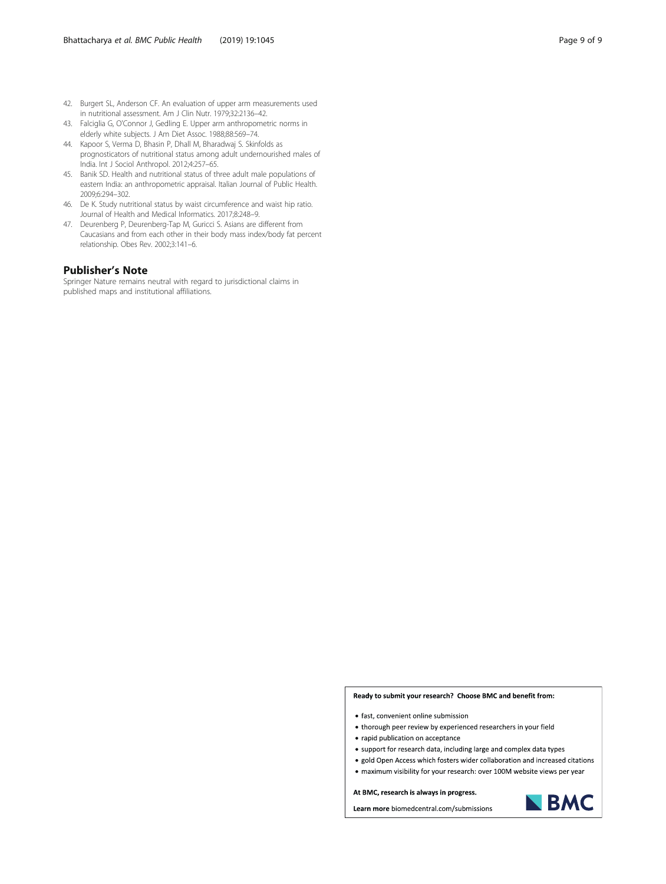42. Burgert SL, Anderson CF. An evaluation of upper arm measurements used in nutritional assessment. Am J Clin Nutr. 1979;32:2136–42.
43. Falciglia G, O'Connor J, Gedling E. Upper arm anthropometric norms in elderly white subjects. J Am Diet Assoc. 1988;88:569–74.
44. Kapoor S, Verma D, Bhasin P, Dhall M, Bharadwaj S. Skinfolds as prognosticators of nutritional status among adult undernourished males of India. Int J Sociol Anthropol. 2012;4:257–65.
45. Banik SD. Health and nutritional status of three adult male populations of eastern India: an anthropometric appraisal. Italian Journal of Public Health. 2009;6:294–302.
46. De K. Study nutritional status by waist circumference and waist hip ratio. Journal of Health and Medical Informatics. 2017;8:248–9.
47. Deurenberg P, Deurenberg-Tap M, Guricci S. Asians are different from Caucasians and from each other in their body mass index/body fat percent relationship. Obes Rev. 2002;3:141–6.

## Publisher's Note

Springer Nature remains neutral with regard to jurisdictional claims in published maps and institutional affiliations.

**Ready to submit your research? Choose BMC and benefit from:**

- fast, convenient online submission
- thorough peer review by experienced researchers in your field
- rapid publication on acceptance
- support for research data, including large and complex data types
- gold Open Access which fosters wider collaboration and increased citations
- maximum visibility for your research: over 100M website views per year

**At BMC, research is always in progress.**

**Learn more** biomedcentral.com/submissions

BMC